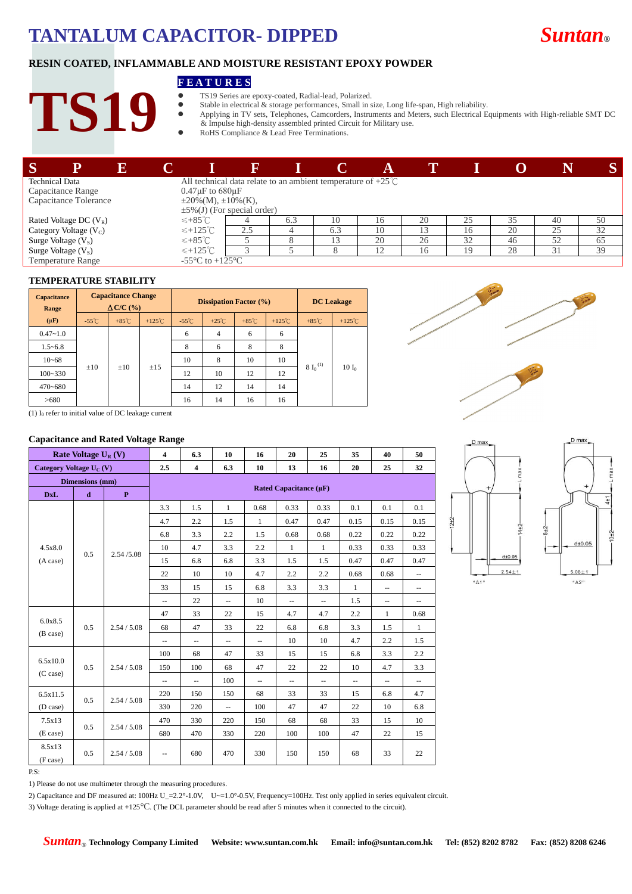# TANTALUM CAPACITOR- DIPPED

**Suntan®**

## RESIN COATED, INFLAMMABLE AND MOISTURE RESISTANT EPOXY POWDER

# TS19

### FEATURES

- TS19 Series are epoxy-coated, Radial-lead, Polarized.
- Stable in electrical & storage performances, Small in size, Long life-span, High reliability.
- Applying in TV sets, Telephones, Camcorders, Instruments and Meters, such Electrical Equipments with High-reliable SMT DC & Impulse high-density assembled printed Circuit for Military use.
- RoHS Compliance & Lead Free Terminations.

## SPECIFICATIONS

| Technical Data | All technical data relate to an ambient temperature of +25℃ | | | | | | | | |
|---|---|---|---|---|---|---|---|---|---|
| Capacitance Range | 0.47μF to 680μF | | | | | | | | |
| Capacitance Tolerance | ±20%(M), ±10%(K), ±5%(J) (For special order) | | | | | | | | |
| Rated Voltage DC ($V_R$) ≤+85℃ | 4 | 6.3 | 10 | 16 | 20 | 25 | 35 | 40 | 50 |
| Category Voltage ($V_C$) ≤+125℃ | 2.5 | 4 | 6.3 | 10 | 13 | 16 | 20 | 25 | 32 |
| Surge Voltage ($V_S$) ≤+85℃ | 5 | 8 | 13 | 20 | 26 | 32 | 46 | 52 | 65 |
| Surge Voltage ($V_S$) ≤+125℃ | 3 | 5 | 8 | 12 | 16 | 19 | 28 | 31 | 39 |
| Temperature Range | -55°C to +125°C | | | | | | | | |

### TEMPERATURE STABILITY

| Capacitance Range (μF) | Capacitance Change ΔC/C (%) | | | Dissipation Factor (%) | | | | DC Leakage | |
|---|---|---|---|---|---|---|---|---|---|
| | -55℃ | +85℃ | +125℃ | -55℃ | +25℃ | +85℃ | +125℃ | +85℃ | +125℃ |
| 0.47~1.0 | ±10 | ±10 | ±15 | 6 | 4 | 6 | 6 | $8\ I_0$ [1] | $10\ I_0$ |
| 1.5~6.8 | | | | 8 | 6 | 8 | 8 | | |
| 10~68 | | | | 10 | 8 | 10 | 10 | | |
| 100~330 | | | | 12 | 10 | 12 | 12 | | |
| 470~680 | | | | 14 | 12 | 14 | 14 | | |
| >680 | | | | 16 | 14 | 16 | 16 | | |

(1) $I_0$ refer to initial value of DC leakage current

### Capacitance and Rated Voltage Range

| Rate Voltage $U_R$ (V) | | | 4 | 6.3 | 10 | 16 | 20 | 25 | 35 | 40 | 50 |
|---|---|---|---|---|---|---|---|---|---|---|---|
| Category Voltage $U_C$ (V) | | | 2.5 | 4 | 6.3 | 10 | 13 | 16 | 20 | 25 | 32 |
| Dimensions (mm) | | | Rated Capacitance (μF) | | | | | | | | |
| DxL | d | P | | | | | | | | | |
| 4.5x8.0 (A case) | 0.5 | 2.54 /5.08 | 3.3 | 1.5 | 1 | 0.68 | 0.33 | 0.33 | 0.1 | 0.1 | 0.1 |
| | | | 4.7 | 2.2 | 1.5 | 1 | 0.47 | 0.47 | 0.15 | 0.15 | 0.15 |
| | | | 6.8 | 3.3 | 2.2 | 1.5 | 0.68 | 0.68 | 0.22 | 0.22 | 0.22 |
| | | | 10 | 4.7 | 3.3 | 2.2 | 1 | 1 | 0.33 | 0.33 | 0.33 |
| | | | 15 | 6.8 | 6.8 | 3.3 | 1.5 | 1.5 | 0.47 | 0.47 | 0.47 |
| | | | 22 | 10 | 10 | 4.7 | 2.2 | 2.2 | 0.68 | 0.68 | -- |
| | | | 33 | 15 | 15 | 6.8 | 3.3 | 3.3 | 1 | -- | -- |
| | | | -- | 22 | -- | 10 | -- | -- | 1.5 | -- | -- |
| 6.0x8.5 (B case) | 0.5 | 2.54 / 5.08 | 47 | 33 | 22 | 15 | 4.7 | 4.7 | 2.2 | 1 | 0.68 |
| | | | 68 | 47 | 33 | 22 | 6.8 | 6.8 | 3.3 | 1.5 | 1 |
| | | | -- | -- | -- | -- | 10 | 10 | 4.7 | 2.2 | 1.5 |
| 6.5x10.0 (C case) | 0.5 | 2.54 / 5.08 | 100 | 68 | 47 | 33 | 15 | 15 | 6.8 | 3.3 | 2.2 |
| | | | 150 | 100 | 68 | 47 | 22 | 22 | 10 | 4.7 | 3.3 |
| | | | -- | -- | 100 | -- | -- | -- | -- | -- | -- |
| 6.5x11.5 (D case) | 0.5 | 2.54 / 5.08 | 220 | 150 | 150 | 68 | 33 | 33 | 15 | 6.8 | 4.7 |
| | | | 330 | 220 | -- | 100 | 47 | 47 | 22 | 10 | 6.8 |
| 7.5x13 (E case) | 0.5 | 2.54 / 5.08 | 470 | 330 | 220 | 150 | 68 | 68 | 33 | 15 | 10 |
| | | | 680 | 470 | 330 | 220 | 100 | 100 | 47 | 22 | 15 |
| 8.5x13 (F case) | 0.5 | 2.54 / 5.08 | -- | 680 | 470 | 330 | 150 | 150 | 68 | 33 | 22 |

"A1": D max, L max, 12±2, 14±2, d±0.05, 2.54±1

"A2": D max, L max, 4±1, 8±2, 10±2, d±0.05, 5.08±1

P.S:

1) Please do not use multimeter through the measuring procedures.

2) Capacitance and DF measured at: 100Hz U_=2.2°-1.0V, U~=1.0°-0.5V, Frequency=100Hz. Test only applied in series equivalent circuit.

3) Voltage derating is applied at +125°C. (The DCL parameter should be read after 5 minutes when it connected to the circuit).

**Suntan® Technology Company Limited** **Website: www.suntan.com.hk** **Email: info@suntan.com.hk** **Tel: (852) 8202 8782** **Fax: (852) 8208 6246**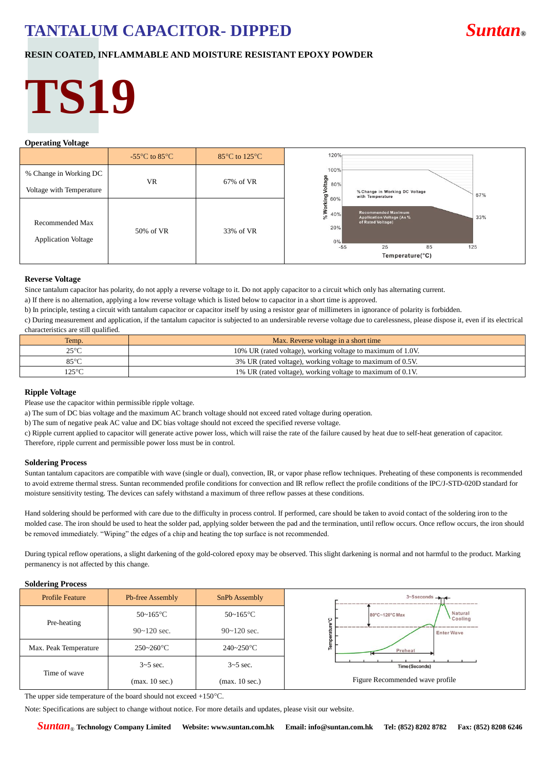# TANTALUM CAPACITOR- DIPPED

Suntan®

**RESIN COATED, INFLAMMABLE AND MOISTURE RESISTANT EPOXY POWDER**

# TS19

**Operating Voltage**

| | -55°C to 85°C | 85°C to 125°C |
|---|---|---|
| % Change in Working DC Voltage with Temperature | VR | 67% of VR |
| Recommended Max Application Voltage | 50% of VR | 33% of VR |

120%
100%
80%
60%
40%
20%
0%
% Working Voltage
% Change in Working DC Voltage with Temperature
67%
Recommended Maximum Application Voltage (As % of Rated Voltage)
33%
-55
25
85
125
Temperature(°C)

**Reverse Voltage**

Since tantalum capacitor has polarity, do not apply a reverse voltage to it. Do not apply capacitor to a circuit which only has alternating current.

a) If there is no alternation, applying a low reverse voltage which is listed below to capacitor in a short time is approved.

b) In principle, testing a circuit with tantalum capacitor or capacitor itself by using a resistor gear of millimeters in ignorance of polarity is forbidden.

c) During measurement and application, if the tantalum capacitor is subjected to an undersirable reverse voltage due to carelessness, please dispose it, even if its electrical characteristics are still qualified.

| Temp. | Max. Reverse voltage in a short time |
|---|---|
| 25°C | 10% UR (rated voltage), working voltage to maximum of 1.0V. |
| 85°C | 3% UR (rated voltage), working voltage to maximum of 0.5V. |
| 125°C | 1% UR (rated voltage), working voltage to maximum of 0.1V. |

**Ripple Voltage**

Please use the capacitor within permissible ripple voltage.

a) The sum of DC bias voltage and the maximum AC branch voltage should not exceed rated voltage during operation.

b) The sum of negative peak AC value and DC bias voltage should not exceed the specified reverse voltage.

c) Ripple current applied to capacitor will generate active power loss, which will raise the rate of the failure caused by heat due to self-heat generation of capacitor. Therefore, ripple current and permissible power loss must be in control.

**Soldering Process**

Suntan tantalum capacitors are compatible with wave (single or dual), convection, IR, or vapor phase reflow techniques. Preheating of these components is recommended to avoid extreme thermal stress. Suntan recommended profile conditions for convection and IR reflow reflect the profile conditions of the IPC/J-STD-020D standard for moisture sensitivity testing. The devices can safely withstand a maximum of three reflow passes at these conditions.

Hand soldering should be performed with care due to the difficulty in process control. If performed, care should be taken to avoid contact of the soldering iron to the molded case. The iron should be used to heat the solder pad, applying solder between the pad and the termination, until reflow occurs. Once reflow occurs, the iron should be removed immediately. "Wiping" the edges of a chip and heating the top surface is not recommended.

During typical reflow operations, a slight darkening of the gold-colored epoxy may be observed. This slight darkening is normal and not harmful to the product. Marking permanency is not affected by this change.

**Soldering Process**

| Profile Feature | Pb-free Assembly | SnPb Assembly |
|---|---|---|
| Pre-heating | 50~165°C<br>90~120 sec. | 50~165°C<br>90~120 sec. |
| Max. Peak Temperature | 250~260°C | 240~250°C |
| Time of wave | 3~5 sec.<br>(max. 10 sec.) | 3~5 sec.<br>(max. 10 sec.) |

3~5seconds
80°C~120°C Max
Natural Cooling
Enter Wave
Temperature°C
Preheat
Time(Seconds)

Figure Recommended wave profile

The upper side temperature of the board should not exceed +150°C.

Note: Specifications are subject to change without notice. For more details and updates, please visit our website.

Suntan® Technology Company Limited Website: www.suntan.com.hk Email: info@suntan.com.hk Tel: (852) 8202 8782 Fax: (852) 8208 6246